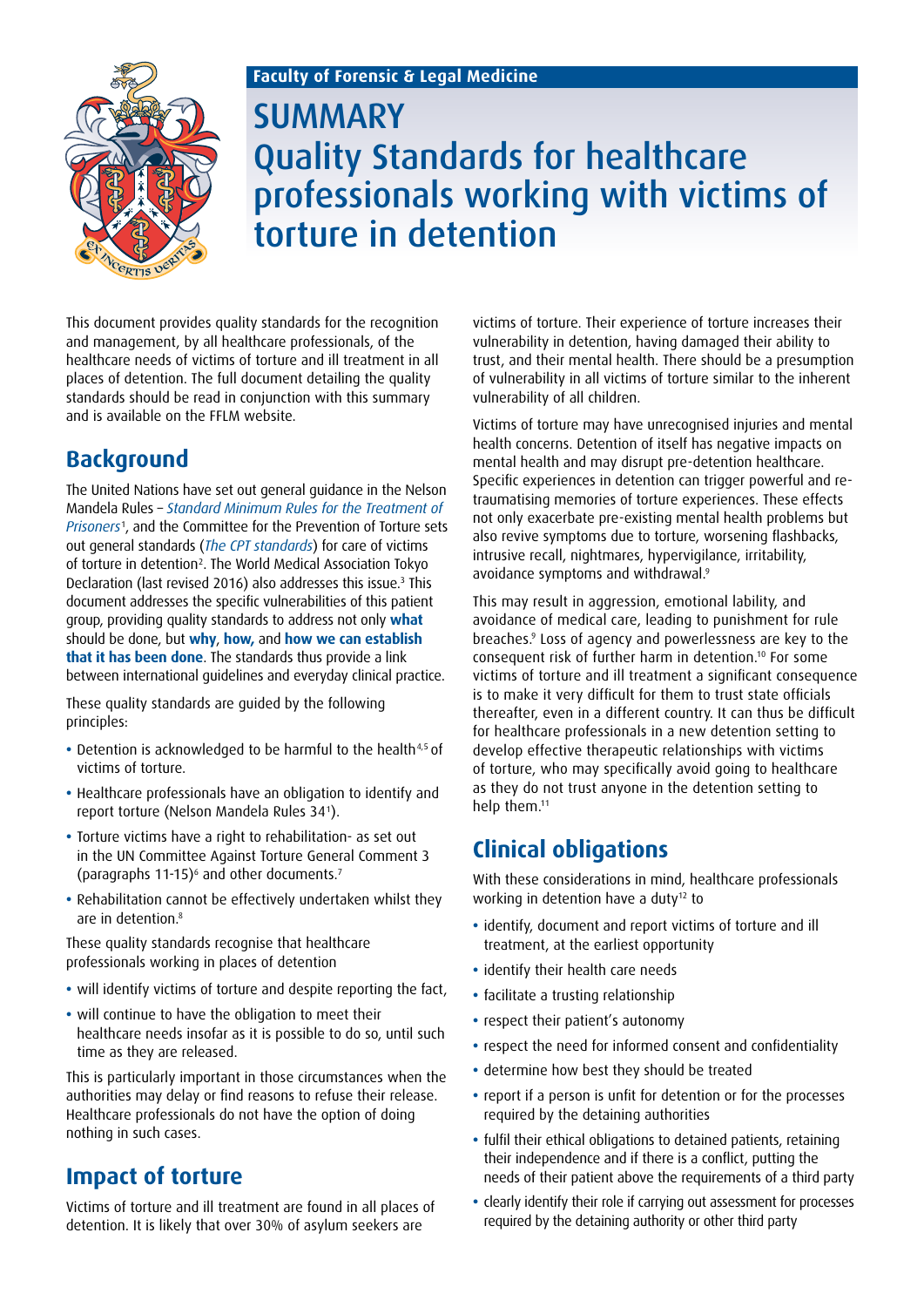Faculty of Forensic & Legal Medicine

# SUMMARY Quality Standards for healthcare professionals working with victims of torture in detention

This document provides quality standards for the recognition and management, by all healthcare professionals, of the healthcare needs of victims of torture and ill treatment in all places of detention. The full document detailing the quality standards should be read in conjunction with this summary and is available on the FFLM website.

## Background

The United Nations have set out general guidance in the Nelson Mandela Rules – *Standard Minimum Rules for the Treatment of Prisoners*[1], and the Committee for the Prevention of Torture sets out general standards (*The CPT standards*) for care of victims of torture in detention[2]. The World Medical Association Tokyo Declaration (last revised 2016) also addresses this issue.[3] This document addresses the specific vulnerabilities of this patient group, providing quality standards to address not only **what** should be done, but **why**, **how,** and **how we can establish that it has been done**. The standards thus provide a link between international guidelines and everyday clinical practice.

These quality standards are guided by the following principles:

- Detention is acknowledged to be harmful to the health[4,5] of victims of torture.
- Healthcare professionals have an obligation to identify and report torture (Nelson Mandela Rules 34[1]).
- Torture victims have a right to rehabilitation- as set out in the UN Committee Against Torture General Comment 3 (paragraphs 11-15)[6] and other documents.[7]
- Rehabilitation cannot be effectively undertaken whilst they are in detention.[8]

These quality standards recognise that healthcare professionals working in places of detention

- will identify victims of torture and despite reporting the fact,
- will continue to have the obligation to meet their healthcare needs insofar as it is possible to do so, until such time as they are released.

This is particularly important in those circumstances when the authorities may delay or find reasons to refuse their release. Healthcare professionals do not have the option of doing nothing in such cases.

## Impact of torture

Victims of torture and ill treatment are found in all places of detention. It is likely that over 30% of asylum seekers are victims of torture. Their experience of torture increases their vulnerability in detention, having damaged their ability to trust, and their mental health. There should be a presumption of vulnerability in all victims of torture similar to the inherent vulnerability of all children.

Victims of torture may have unrecognised injuries and mental health concerns. Detention of itself has negative impacts on mental health and may disrupt pre-detention healthcare. Specific experiences in detention can trigger powerful and re-traumatising memories of torture experiences. These effects not only exacerbate pre-existing mental health problems but also revive symptoms due to torture, worsening flashbacks, intrusive recall, nightmares, hypervigilance, irritability, avoidance symptoms and withdrawal.[9]

This may result in aggression, emotional lability, and avoidance of medical care, leading to punishment for rule breaches.[9] Loss of agency and powerlessness are key to the consequent risk of further harm in detention.[10] For some victims of torture and ill treatment a significant consequence is to make it very difficult for them to trust state officials thereafter, even in a different country. It can thus be difficult for healthcare professionals in a new detention setting to develop effective therapeutic relationships with victims of torture, who may specifically avoid going to healthcare as they do not trust anyone in the detention setting to help them.[11]

## Clinical obligations

With these considerations in mind, healthcare professionals working in detention have a duty[12] to

- identify, document and report victims of torture and ill treatment, at the earliest opportunity
- identify their health care needs
- facilitate a trusting relationship
- respect their patient's autonomy
- respect the need for informed consent and confidentiality
- determine how best they should be treated
- report if a person is unfit for detention or for the processes required by the detaining authorities
- fulfil their ethical obligations to detained patients, retaining their independence and if there is a conflict, putting the needs of their patient above the requirements of a third party
- clearly identify their role if carrying out assessment for processes required by the detaining authority or other third party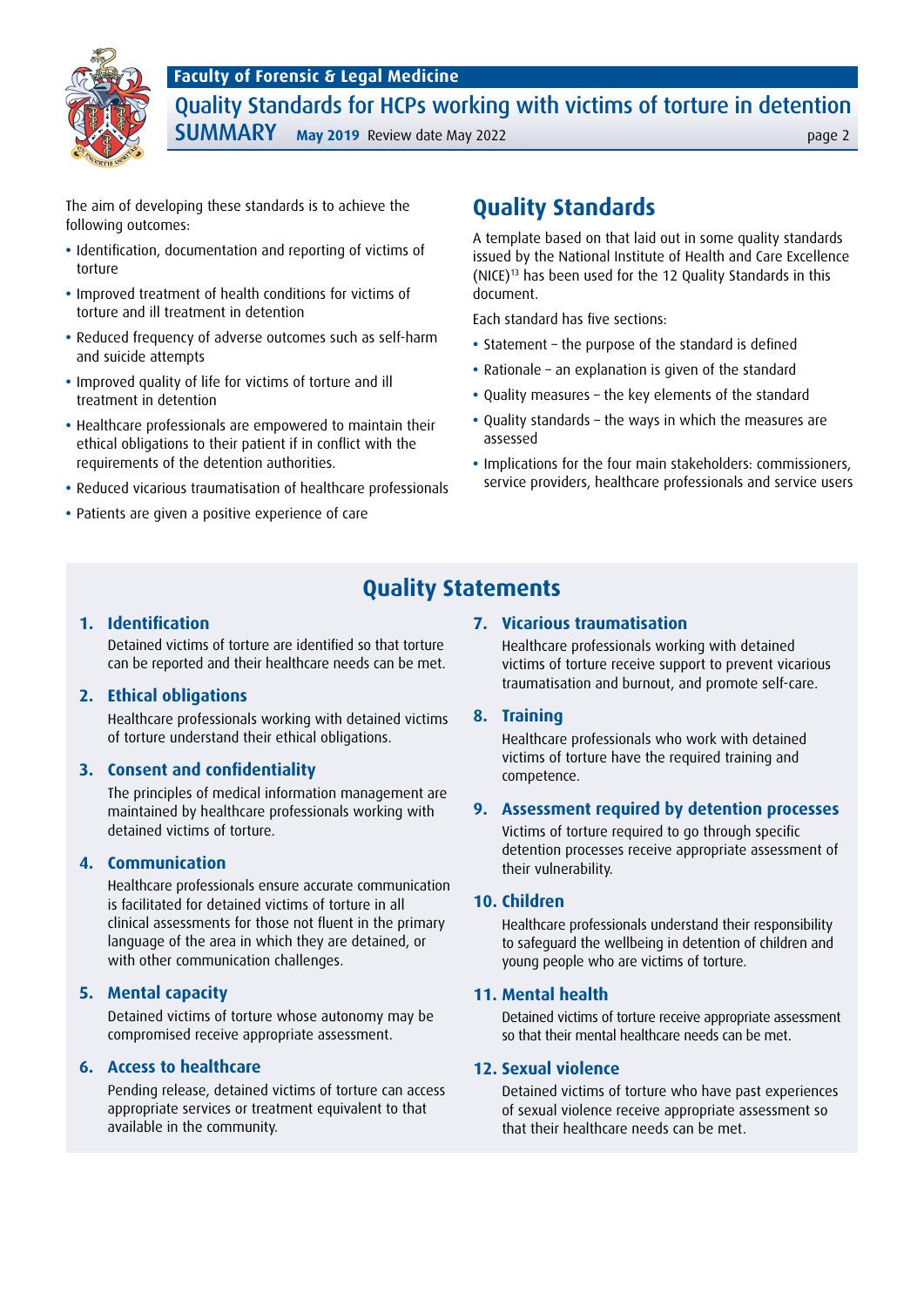The aim of developing these standards is to achieve the following outcomes:

- Identification, documentation and reporting of victims of torture
- Improved treatment of health conditions for victims of torture and ill treatment in detention
- Reduced frequency of adverse outcomes such as self-harm and suicide attempts
- Improved quality of life for victims of torture and ill treatment in detention
- Healthcare professionals are empowered to maintain their ethical obligations to their patient if in conflict with the requirements of the detention authorities.
- Reduced vicarious traumatisation of healthcare professionals
- Patients are given a positive experience of care

## Quality Standards

A template based on that laid out in some quality standards issued by the National Institute of Health and Care Excellence (NICE)[13] has been used for the 12 Quality Standards in this document.

Each standard has five sections:

- Statement – the purpose of the standard is defined
- Rationale – an explanation is given of the standard
- Quality measures – the key elements of the standard
- Quality standards – the ways in which the measures are assessed
- Implications for the four main stakeholders: commissioners, service providers, healthcare professionals and service users

## Quality Statements

### 1. Identification

Detained victims of torture are identified so that torture can be reported and their healthcare needs can be met.

### 2. Ethical obligations

Healthcare professionals working with detained victims of torture understand their ethical obligations.

### 3. Consent and confidentiality

The principles of medical information management are maintained by healthcare professionals working with detained victims of torture.

### 4. Communication

Healthcare professionals ensure accurate communication is facilitated for detained victims of torture in all clinical assessments for those not fluent in the primary language of the area in which they are detained, or with other communication challenges.

### 5. Mental capacity

Detained victims of torture whose autonomy may be compromised receive appropriate assessment.

### 6. Access to healthcare

Pending release, detained victims of torture can access appropriate services or treatment equivalent to that available in the community.

### 7. Vicarious traumatisation

Healthcare professionals working with detained victims of torture receive support to prevent vicarious traumatisation and burnout, and promote self-care.

### 8. Training

Healthcare professionals who work with detained victims of torture have the required training and competence.

### 9. Assessment required by detention processes

Victims of torture required to go through specific detention processes receive appropriate assessment of their vulnerability.

### 10. Children

Healthcare professionals understand their responsibility to safeguard the wellbeing in detention of children and young people who are victims of torture.

### 11. Mental health

Detained victims of torture receive appropriate assessment so that their mental healthcare needs can be met.

### 12. Sexual violence

Detained victims of torture who have past experiences of sexual violence receive appropriate assessment so that their healthcare needs can be met.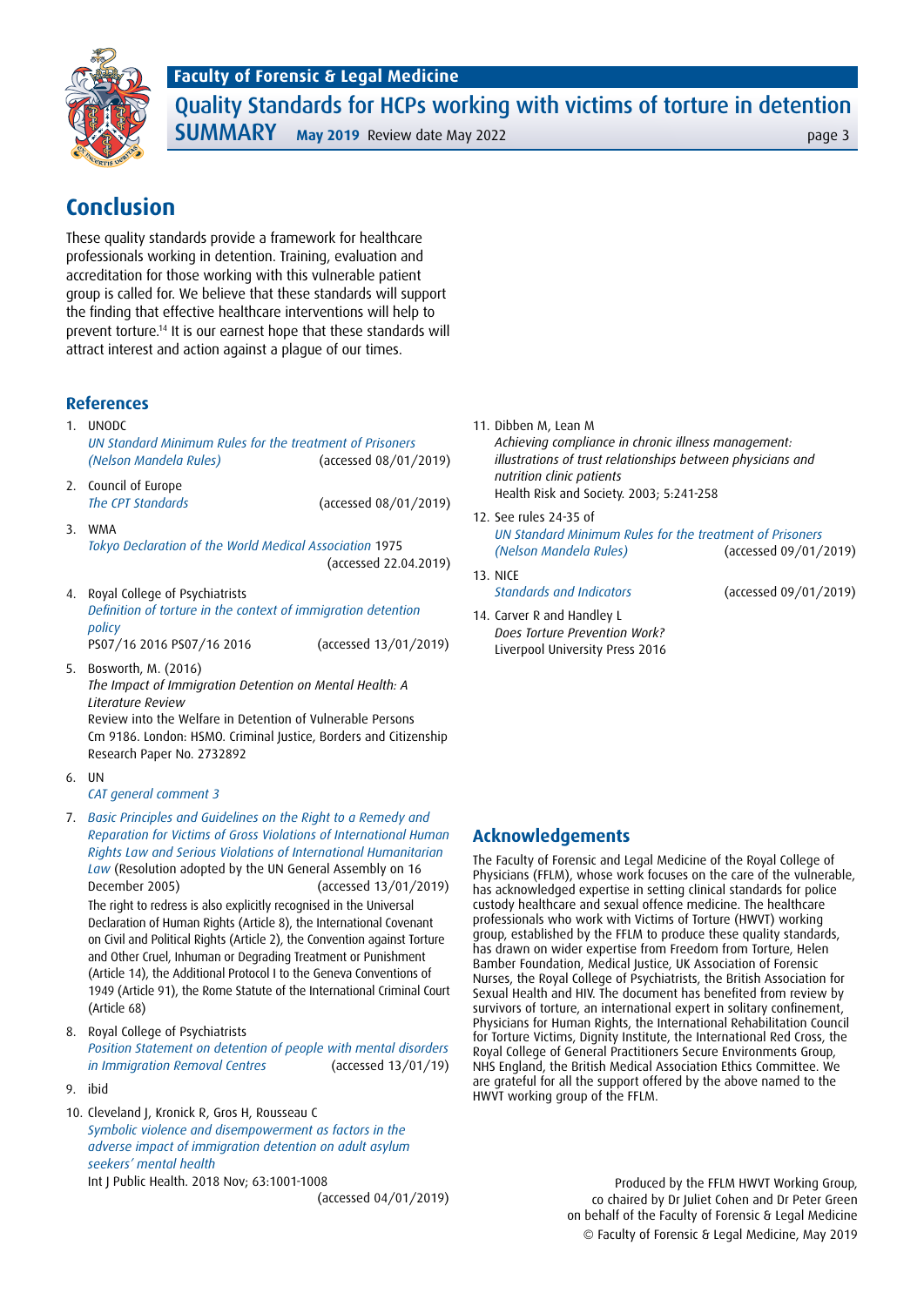## Conclusion

These quality standards provide a framework for healthcare professionals working in detention. Training, evaluation and accreditation for those working with this vulnerable patient group is called for. We believe that these standards will support the finding that effective healthcare interventions will help to prevent torture.[14] It is our earnest hope that these standards will attract interest and action against a plague of our times.

### References

1. UNODC
   *UN Standard Minimum Rules for the treatment of Prisoners (Nelson Mandela Rules)* (accessed 08/01/2019)
2. Council of Europe
   *The CPT Standards* (accessed 08/01/2019)
3. WMA
   *Tokyo Declaration of the World Medical Association* 1975 (accessed 22.04.2019)
4. Royal College of Psychiatrists
   *Definition of torture in the context of immigration detention policy*
   PS07/16 2016 PS07/16 2016 (accessed 13/01/2019)
5. Bosworth, M. (2016)
   *The Impact of Immigration Detention on Mental Health: A Literature Review*
   Review into the Welfare in Detention of Vulnerable Persons Cm 9186. London: HSMO. Criminal Justice, Borders and Citizenship Research Paper No. 2732892
6. UN
   *CAT general comment 3*
7. *Basic Principles and Guidelines on the Right to a Remedy and Reparation for Victims of Gross Violations of International Human Rights Law and Serious Violations of International Humanitarian Law* (Resolution adopted by the UN General Assembly on 16 December 2005) (accessed 13/01/2019)
   The right to redress is also explicitly recognised in the Universal Declaration of Human Rights (Article 8), the International Covenant on Civil and Political Rights (Article 2), the Convention against Torture and Other Cruel, Inhuman or Degrading Treatment or Punishment (Article 14), the Additional Protocol I to the Geneva Conventions of 1949 (Article 91), the Rome Statute of the International Criminal Court (Article 68)
8. Royal College of Psychiatrists
   *Position Statement on detention of people with mental disorders in Immigration Removal Centres* (accessed 13/01/19)
9. ibid
10. Cleveland J, Kronick R, Gros H, Rousseau C
    *Symbolic violence and disempowerment as factors in the adverse impact of immigration detention on adult asylum seekers' mental health*
    Int J Public Health. 2018 Nov; 63:1001-1008 (accessed 04/01/2019)
11. Dibben M, Lean M
    *Achieving compliance in chronic illness management: illustrations of trust relationships between physicians and nutrition clinic patients*
    Health Risk and Society. 2003; 5:241-258
12. See rules 24-35 of
    *UN Standard Minimum Rules for the treatment of Prisoners (Nelson Mandela Rules)* (accessed 09/01/2019)
13. NICE
    *Standards and Indicators* (accessed 09/01/2019)
14. Carver R and Handley L
    *Does Torture Prevention Work?*
    Liverpool University Press 2016

## Acknowledgements

The Faculty of Forensic and Legal Medicine of the Royal College of Physicians (FFLM), whose work focuses on the care of the vulnerable, has acknowledged expertise in setting clinical standards for police custody healthcare and sexual offence medicine. The healthcare professionals who work with Victims of Torture (HWVT) working group, established by the FFLM to produce these quality standards, has drawn on wider expertise from Freedom from Torture, Helen Bamber Foundation, Medical Justice, UK Association of Forensic Nurses, the Royal College of Psychiatrists, the British Association for Sexual Health and HIV. The document has benefited from review by survivors of torture, an international expert in solitary confinement, Physicians for Human Rights, the International Rehabilitation Council for Torture Victims, Dignity Institute, the International Red Cross, the Royal College of General Practitioners Secure Environments Group, NHS England, the British Medical Association Ethics Committee. We are grateful for all the support offered by the above named to the HWVT working group of the FFLM.

Produced by the FFLM HWVT Working Group,
co chaired by Dr Juliet Cohen and Dr Peter Green
on behalf of the Faculty of Forensic & Legal Medicine
© Faculty of Forensic & Legal Medicine, May 2019